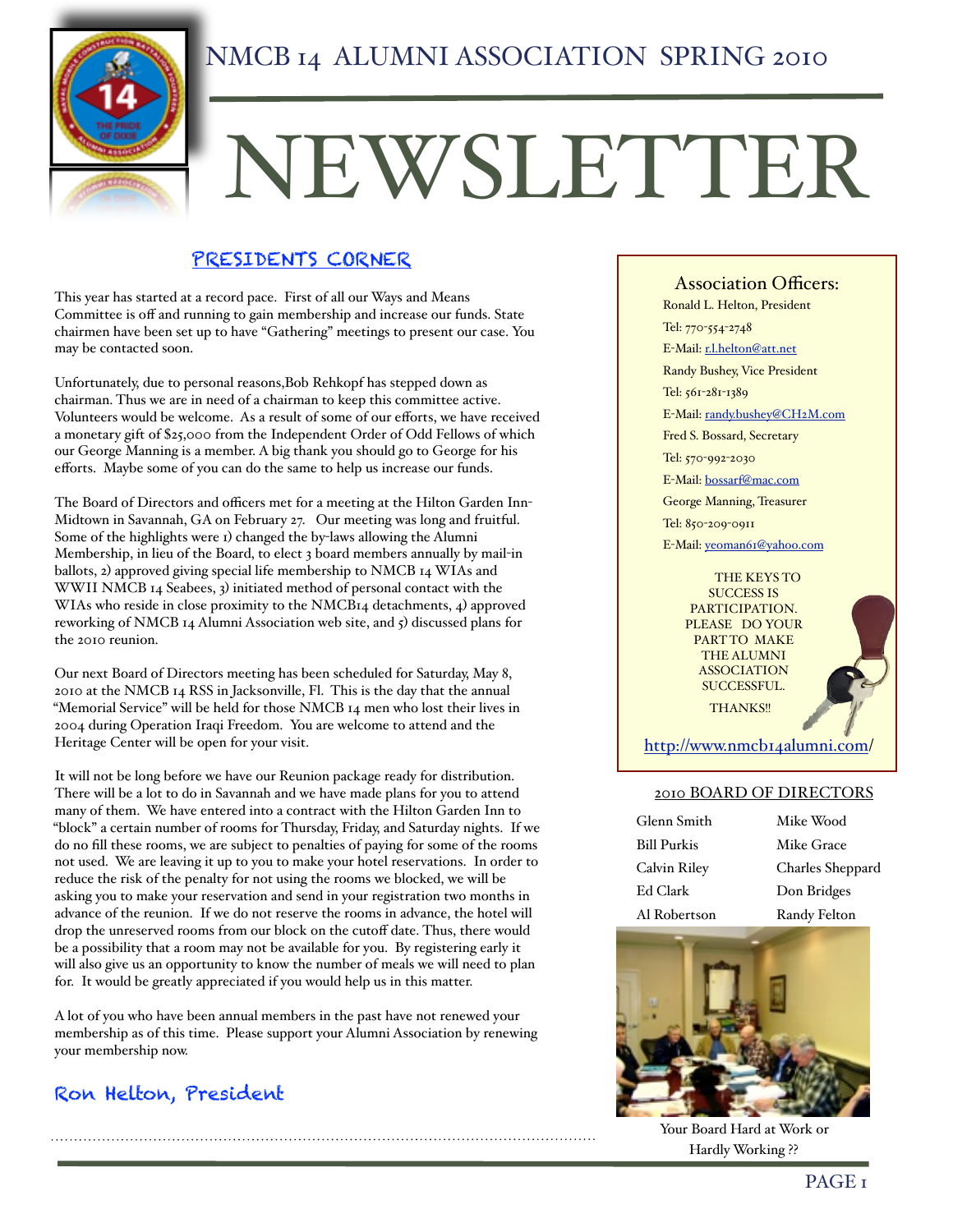# NMCB 14 ALUMNI ASSOCIATION SPRING 2010

# NEWSLETTER

## PRESIDENTS CORNER

This year has started at a record pace. First of all our Ways and Means Committee is off and running to gain membership and increase our funds. State chairmen have been set up to have "Gathering" meetings to present our case. You may be contacted soon.

Unfortunately, due to personal reasons,Bob Rehkopf has stepped down as chairman. Thus we are in need of a chairman to keep this committee active. Volunteers would be welcome. As a result of some of our efforts, we have received a monetary gift of $25,000 from the Independent Order of Odd Fellows of which our George Manning is a member. A big thank you should go to George for his efforts. Maybe some of you can do the same to help us increase our funds.

The Board of Directors and officers met for a meeting at the Hilton Garden Inn-Midtown in Savannah, GA on February 27. Our meeting was long and fruitful. Some of the highlights were 1) changed the by-laws allowing the Alumni Membership, in lieu of the Board, to elect 3 board members annually by mail-in ballots, 2) approved giving special life membership to NMCB 14 WIAs and WWII NMCB 14 Seabees, 3) initiated method of personal contact with the WIAs who reside in close proximity to the NMCB14 detachments, 4) approved reworking of NMCB 14 Alumni Association web site, and 5) discussed plans for the 2010 reunion.

Our next Board of Directors meeting has been scheduled for Saturday, May 8, 2010 at the NMCB 14 RSS in Jacksonville, Fl. This is the day that the annual "Memorial Service" will be held for those NMCB 14 men who lost their lives in 2004 during Operation Iraqi Freedom. You are welcome to attend and the Heritage Center will be open for your visit.

It will not be long before we have our Reunion package ready for distribution. There will be a lot to do in Savannah and we have made plans for you to attend many of them. We have entered into a contract with the Hilton Garden Inn to "block" a certain number of rooms for Thursday, Friday, and Saturday nights. If we do no fill these rooms, we are subject to penalties of paying for some of the rooms not used. We are leaving it up to you to make your hotel reservations. In order to reduce the risk of the penalty for not using the rooms we blocked, we will be asking you to make your reservation and send in your registration two months in advance of the reunion. If we do not reserve the rooms in advance, the hotel will drop the unreserved rooms from our block on the cutoff date. Thus, there would be a possibility that a room may not be available for you. By registering early it will also give us an opportunity to know the number of meals we will need to plan for. It would be greatly appreciated if you would help us in this matter.

A lot of you who have been annual members in the past have not renewed your membership as of this time. Please support your Alumni Association by renewing your membership now.

**Ron Helton, President**

---

### Association Officers:

Ronald L. Helton, President
Tel: 770-554-2748
E-Mail: r.l.helton@att.net

Randy Bushey, Vice President
Tel: 561-281-1389
E-Mail: randy.bushey@CH2M.com

Fred S. Bossard, Secretary
Tel: 570-992-2030
E-Mail: bossarf@mac.com

George Manning, Treasurer
Tel: 850-209-0911
E-Mail: yeoman61@yahoo.com

THE KEYS TO SUCCESS IS PARTICIPATION. PLEASE DO YOUR PART TO MAKE THE ALUMNI ASSOCIATION SUCCESSFUL.

THANKS!!

http://www.nmcb14alumni.com/

### 2010 BOARD OF DIRECTORS

| | |
|---|---|
| Glenn Smith | Mike Wood |
| Bill Purkis | Mike Grace |
| Calvin Riley | Charles Sheppard |
| Ed Clark | Don Bridges |
| Al Robertson | Randy Felton |

Your Board Hard at Work or Hardly Working ??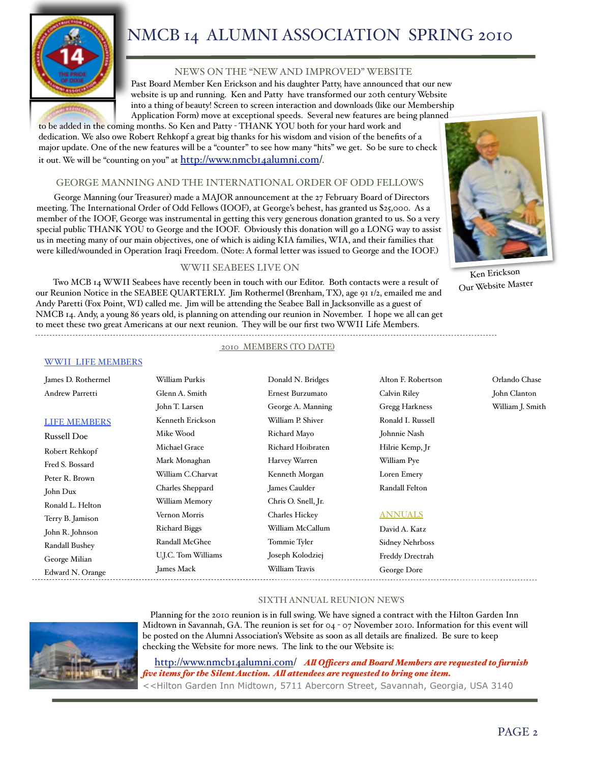# NMCB 14 ALUMNI ASSOCIATION SPRING 2010

## NEWS ON THE "NEW AND IMPROVED" WEBSITE

Past Board Member Ken Erickson and his daughter Patty, have announced that our new website is up and running. Ken and Patty have transformed our 20th century Website into a thing of beauty! Screen to screen interaction and downloads (like our Membership Application Form) move at exceptional speeds. Several new features are being planned to be added in the coming months. So Ken and Patty - THANK YOU both for your hard work and dedication. We also owe Robert Rehkopf a great big thanks for his wisdom and vision of the benefits of a major update. One of the new features will be a "counter" to see how many "hits" we get. So be sure to check it out. We will be "counting on you" at http://www.nmcb14alumni.com/.

Ken Erickson
Our Website Master

## GEORGE MANNING AND THE INTERNATIONAL ORDER OF ODD FELLOWS

George Manning (our Treasurer) made a MAJOR announcement at the 27 February Board of Directors meeting. The International Order of Odd Fellows (IOOF), at George's behest, has granted us $25,000. As a member of the IOOF, George was instrumental in getting this very generous donation granted to us. So a very special public THANK YOU to George and the IOOF. Obviously this donation will go a LONG way to assist us in meeting many of our main objectives, one of which is aiding KIA families, WIA, and their families that were killed/wounded in Operation Iraqi Freedom. (Note: A formal letter was issued to George and the IOOF.)

## WWII SEABEES LIVE ON

Two MCB 14 WWII Seabees have recently been in touch with our Editor. Both contacts were a result of our Reunion Notice in the SEABEE QUARTERLY. Jim Rothermel (Brenham, TX), age 91 1/2, emailed me and Andy Paretti (Fox Point, WI) called me. Jim will be attending the Seabee Ball in Jacksonville as a guest of NMCB 14. Andy, a young 86 years old, is planning on attending our reunion in November. I hope we all can get to meet these two great Americans at our next reunion. They will be our first two WWII Life Members.

## 2010 MEMBERS (TO DATE)

### WWII LIFE MEMBERS

James D. Rothermel
Andrew Parretti

### LIFE MEMBERS

Russell Doe
Robert Rehkopf
Fred S. Bossard
Peter R. Brown
John Dux
Ronald L. Helton
Terry B. Jamison
John R. Johnson
Randall Bushey
George Milian
Edward N. Orange
William Purkis
Glenn A. Smith
John T. Larsen
Kenneth Erickson
Mike Wood
Michael Grace
Mark Monaghan
William C.Charvat
Charles Sheppard
William Memory
Vernon Morris
Richard Biggs
Randall McGhee
U.J.C. Tom Williams
James Mack
Donald N. Bridges
Ernest Burzumato
George A. Manning
William P. Shiver
Richard Mayo
Richard Hoibraten
Harvey Warren
Kenneth Morgan
James Caulder
Chris O. Snell, Jr.
Charles Hickey
William McCallum
Tommie Tyler
Joseph Kolodziej
William Travis
Alton F. Robertson
Calvin Riley
Gregg Harkness
Ronald I. Russell
Johnnie Nash
Hilrie Kemp, Jr
William Pye
Loren Emery
Randall Felton
Orlando Chase
John Clanton
William J. Smith

### ANNUALS

David A. Katz
Sidney Nehrboss
Freddy Drectrah
George Dore

## SIXTH ANNUAL REUNION NEWS

Planning for the 2010 reunion is in full swing. We have signed a contract with the Hilton Garden Inn Midtown in Savannah, GA. The reunion is set for 04 - 07 November 2010. Information for this event will be posted on the Alumni Association's Website as soon as all details are finalized. Be sure to keep checking the Website for more news. The link to the our Website is:

http://www.nmcb14alumni.com/ ***All Officers and Board Members are requested to furnish five items for the Silent Auction. All attendees are requested to bring one item.***

<<Hilton Garden Inn Midtown, 5711 Abercorn Street, Savannah, Georgia, USA 3140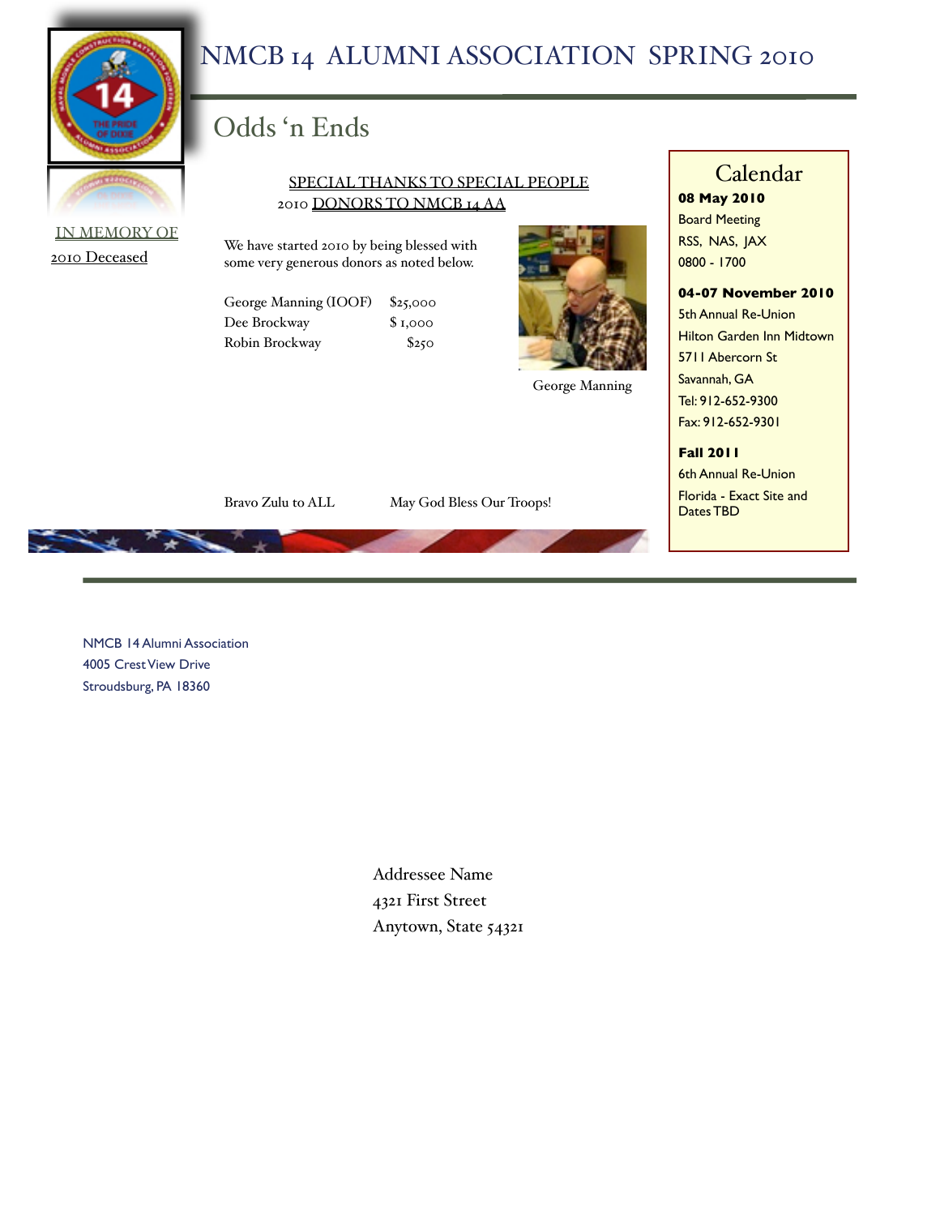# NMCB 14 ALUMNI ASSOCIATION SPRING 2010

## Odds 'n Ends

IN MEMORY OF

2010 Deceased

SPECIAL THANKS TO SPECIAL PEOPLE

2010 DONORS TO NMCB 14 AA

We have started 2010 by being blessed with some very generous donors as noted below.

| | |
|---|---|
| George Manning (IOOF) | $25,000 |
| Dee Brockway | $ 1,000 |
| Robin Brockway | $250 |

George Manning

Bravo Zulu to ALL

May God Bless Our Troops!

### Calendar

**08 May 2010**

Board Meeting

RSS, NAS, JAX

0800 - 1700

**04-07 November 2010**

5th Annual Re-Union

Hilton Garden Inn Midtown

5711 Abercorn St

Savannah, GA

Tel: 912-652-9300

Fax: 912-652-9301

**Fall 2011**

6th Annual Re-Union

Florida - Exact Site and Dates TBD

NMCB 14 Alumni Association
4005 Crest View Drive
Stroudsburg, PA 18360

Addressee Name
4321 First Street
Anytown, State 54321